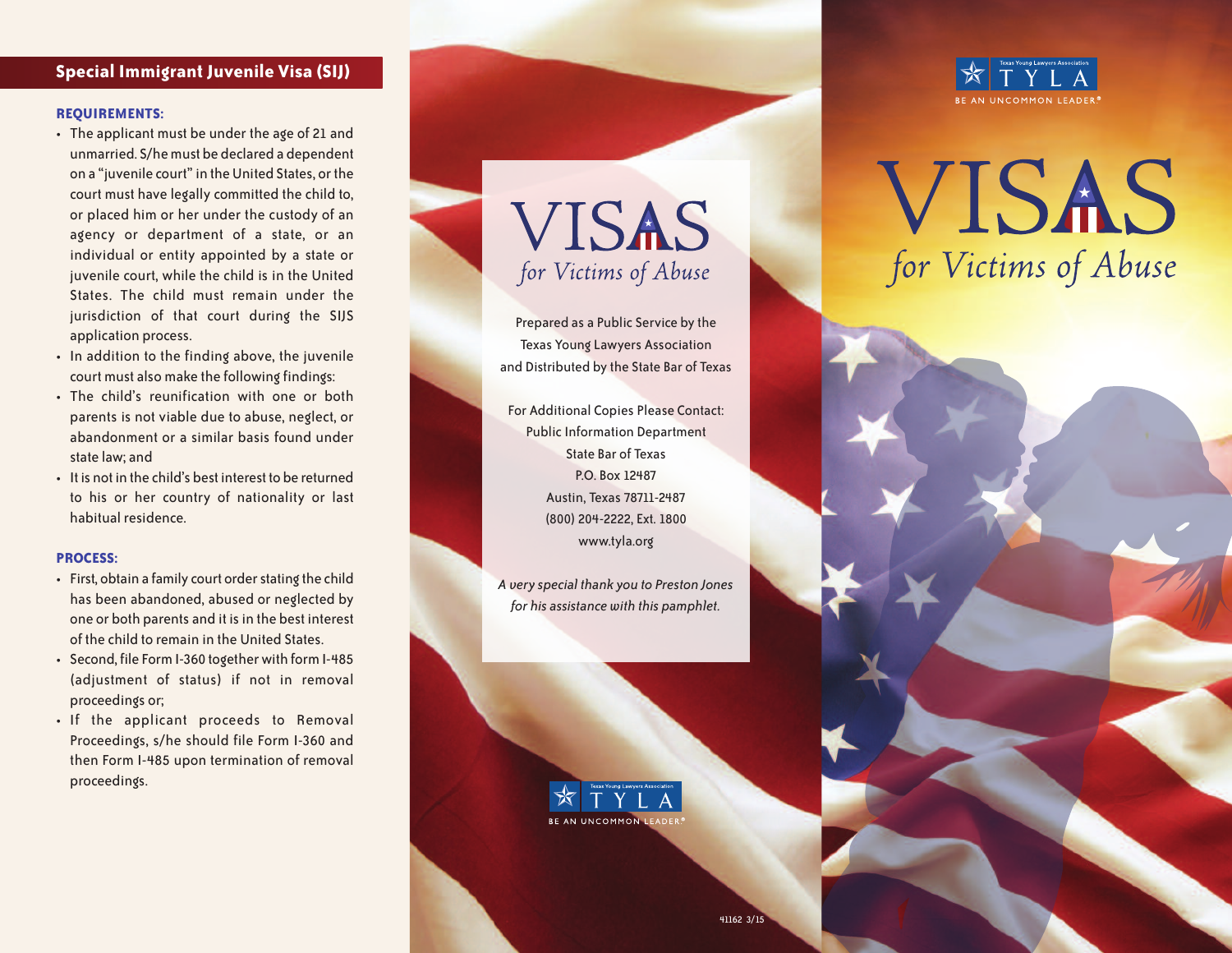## Special Immigrant Juvenile Visa (SIJ)

**REQUIREMENTS:**

- The applicant must be under the age of 21 and unmarried. S/he must be declared a dependent on a "juvenile court" in the United States, or the court must have legally committed the child to, or placed him or her under the custody of an agency or department of a state, or an individual or entity appointed by a state or juvenile court, while the child is in the United States. The child must remain under the jurisdiction of that court during the SIJS application process.
- In addition to the finding above, the juvenile court must also make the following findings:
- The child's reunification with one or both parents is not viable due to abuse, neglect, or abandonment or a similar basis found under state law; and
- It is not in the child's best interest to be returned to his or her country of nationality or last habitual residence.

**PROCESS:**

- First, obtain a family court order stating the child has been abandoned, abused or neglected by one or both parents and it is in the best interest of the child to remain in the United States.
- Second, file Form I-360 together with form I-485 (adjustment of status) if not in removal proceedings or;
- If the applicant proceeds to Removal Proceedings, s/he should file Form I-360 and then Form I-485 upon termination of removal proceedings.

# VISAS

*for Victims of Abuse*

Prepared as a Public Service by the Texas Young Lawyers Association and Distributed by the State Bar of Texas

For Additional Copies Please Contact:
Public Information Department
State Bar of Texas
P.O. Box 12487
Austin, Texas 78711-2487
(800) 204-2222, Ext. 1800
www.tyla.org

*A very special thank you to Preston Jones for his assistance with this pamphlet.*

Texas Young Lawyers Association
TYLA
BE AN UNCOMMON LEADER®

41162 3/15

Texas Young Lawyers Association
TYLA
BE AN UNCOMMON LEADER®

# VISAS

*for Victims of Abuse*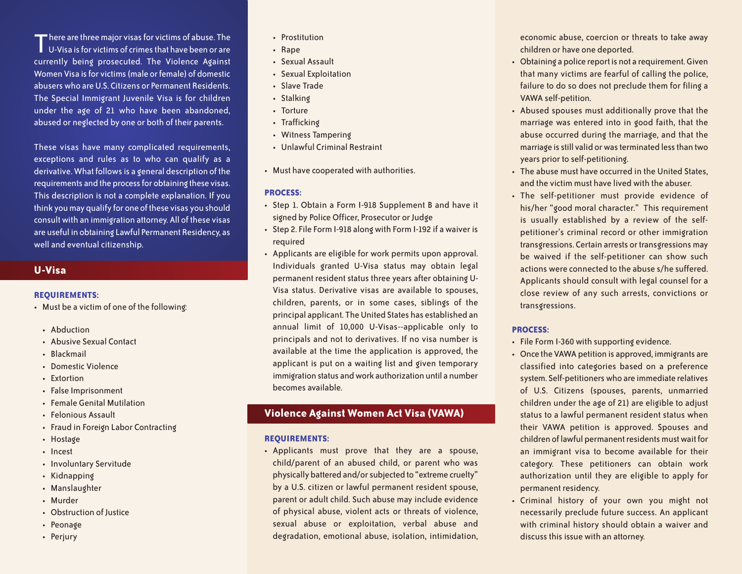There are three major visas for victims of abuse. The U-Visa is for victims of crimes that have been or are currently being prosecuted. The Violence Against Women Visa is for victims (male or female) of domestic abusers who are U.S. Citizens or Permanent Residents. The Special Immigrant Juvenile Visa is for children under the age of 21 who have been abandoned, abused or neglected by one or both of their parents.

These visas have many complicated requirements, exceptions and rules as to who can qualify as a derivative. What follows is a general description of the requirements and the process for obtaining these visas. This description is not a complete explanation. If you think you may qualify for one of these visas you should consult with an immigration attorney. All of these visas are useful in obtaining Lawful Permanent Residency, as well and eventual citizenship.

## U-Visa

**REQUIREMENTS:**

- Must be a victim of one of the following:
  - Abduction
  - Abusive Sexual Contact
  - Blackmail
  - Domestic Violence
  - Extortion
  - False Imprisonment
  - Female Genital Mutilation
  - Felonious Assault
  - Fraud in Foreign Labor Contracting
  - Hostage
  - Incest
  - Involuntary Servitude
  - Kidnapping
  - Manslaughter
  - Murder
  - Obstruction of Justice
  - Peonage
  - Perjury
  - Prostitution
  - Rape
  - Sexual Assault
  - Sexual Exploitation
  - Slave Trade
  - Stalking
  - Torture
  - Trafficking
  - Witness Tampering
  - Unlawful Criminal Restraint
- Must have cooperated with authorities.

**PROCESS:**

- Step 1. Obtain a Form I-918 Supplement B and have it signed by Police Officer, Prosecutor or Judge
- Step 2. File Form I-918 along with Form I-192 if a waiver is required
- Applicants are eligible for work permits upon approval. Individuals granted U-Visa status may obtain legal permanent resident status three years after obtaining U-Visa status. Derivative visas are available to spouses, children, parents, or in some cases, siblings of the principal applicant. The United States has established an annual limit of 10,000 U-Visas--applicable only to principals and not to derivatives. If no visa number is available at the time the application is approved, the applicant is put on a waiting list and given temporary immigration status and work authorization until a number becomes available.

## Violence Against Women Act Visa (VAWA)

**REQUIREMENTS:**

- Applicants must prove that they are a spouse, child/parent of an abused child, or parent who was physically battered and/or subjected to "extreme cruelty" by a U.S. citizen or lawful permanent resident spouse, parent or adult child. Such abuse may include evidence of physical abuse, violent acts or threats of violence, sexual abuse or exploitation, verbal abuse and degradation, emotional abuse, isolation, intimidation, economic abuse, coercion or threats to take away children or have one deported.
- Obtaining a police report is not a requirement. Given that many victims are fearful of calling the police, failure to do so does not preclude them for filing a VAWA self-petition.
- Abused spouses must additionally prove that the marriage was entered into in good faith, that the abuse occurred during the marriage, and that the marriage is still valid or was terminated less than two years prior to self-petitioning.
- The abuse must have occurred in the United States, and the victim must have lived with the abuser.
- The self-petitioner must provide evidence of his/her "good moral character." This requirement is usually established by a review of the self-petitioner's criminal record or other immigration transgressions. Certain arrests or transgressions may be waived if the self-petitioner can show such actions were connected to the abuse s/he suffered. Applicants should consult with legal counsel for a close review of any such arrests, convictions or transgressions.

**PROCESS:**

- File Form I-360 with supporting evidence.
- Once the VAWA petition is approved, immigrants are classified into categories based on a preference system. Self-petitioners who are immediate relatives of U.S. Citizens (spouses, parents, unmarried children under the age of 21) are eligible to adjust status to a lawful permanent resident status when their VAWA petition is approved. Spouses and children of lawful permanent residents must wait for an immigrant visa to become available for their category. These petitioners can obtain work authorization until they are eligible to apply for permanent residency.
- Criminal history of your own you might not necessarily preclude future success. An applicant with criminal history should obtain a waiver and discuss this issue with an attorney.